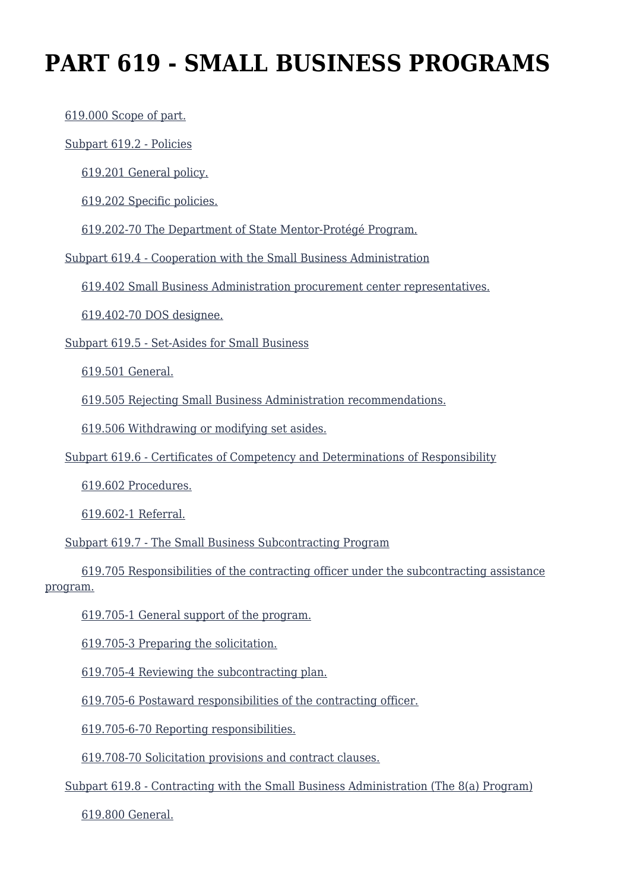# PART 619 - SMALL BUSINESS PROGRAMS

- 619.000 Scope of part.
- Subpart 619.2 - Policies
  - 619.201 General policy.
  - 619.202 Specific policies.
  - 619.202-70 The Department of State Mentor-Protégé Program.
- Subpart 619.4 - Cooperation with the Small Business Administration
  - 619.402 Small Business Administration procurement center representatives.
  - 619.402-70 DOS designee.
- Subpart 619.5 - Set-Asides for Small Business
  - 619.501 General.
  - 619.505 Rejecting Small Business Administration recommendations.
  - 619.506 Withdrawing or modifying set asides.
- Subpart 619.6 - Certificates of Competency and Determinations of Responsibility
  - 619.602 Procedures.
  - 619.602-1 Referral.
- Subpart 619.7 - The Small Business Subcontracting Program
  - 619.705 Responsibilities of the contracting officer under the subcontracting assistance program.
  - 619.705-1 General support of the program.
  - 619.705-3 Preparing the solicitation.
  - 619.705-4 Reviewing the subcontracting plan.
  - 619.705-6 Postaward responsibilities of the contracting officer.
  - 619.705-6-70 Reporting responsibilities.
  - 619.708-70 Solicitation provisions and contract clauses.
- Subpart 619.8 - Contracting with the Small Business Administration (The 8(a) Program)
  - 619.800 General.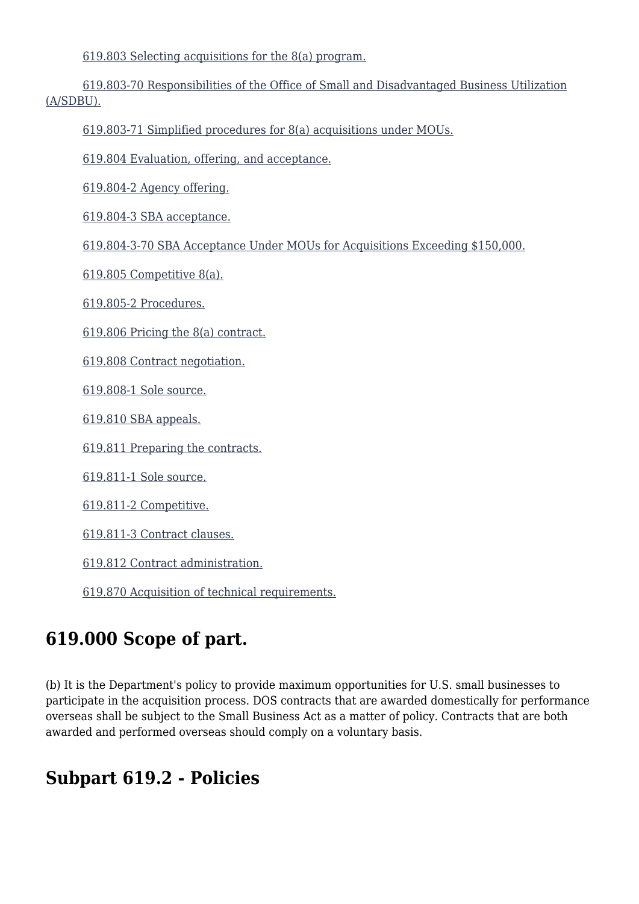619.803 Selecting acquisitions for the 8(a) program.

619.803-70 Responsibilities of the Office of Small and Disadvantaged Business Utilization (A/SDBU).

619.803-71 Simplified procedures for 8(a) acquisitions under MOUs.

619.804 Evaluation, offering, and acceptance.

619.804-2 Agency offering.

619.804-3 SBA acceptance.

619.804-3-70 SBA Acceptance Under MOUs for Acquisitions Exceeding $150,000.

619.805 Competitive 8(a).

619.805-2 Procedures.

619.806 Pricing the 8(a) contract.

619.808 Contract negotiation.

619.808-1 Sole source.

619.810 SBA appeals.

619.811 Preparing the contracts.

619.811-1 Sole source.

619.811-2 Competitive.

619.811-3 Contract clauses.

619.812 Contract administration.

619.870 Acquisition of technical requirements.

## 619.000 Scope of part.

(b) It is the Department's policy to provide maximum opportunities for U.S. small businesses to participate in the acquisition process. DOS contracts that are awarded domestically for performance overseas shall be subject to the Small Business Act as a matter of policy. Contracts that are both awarded and performed overseas should comply on a voluntary basis.

## Subpart 619.2 - Policies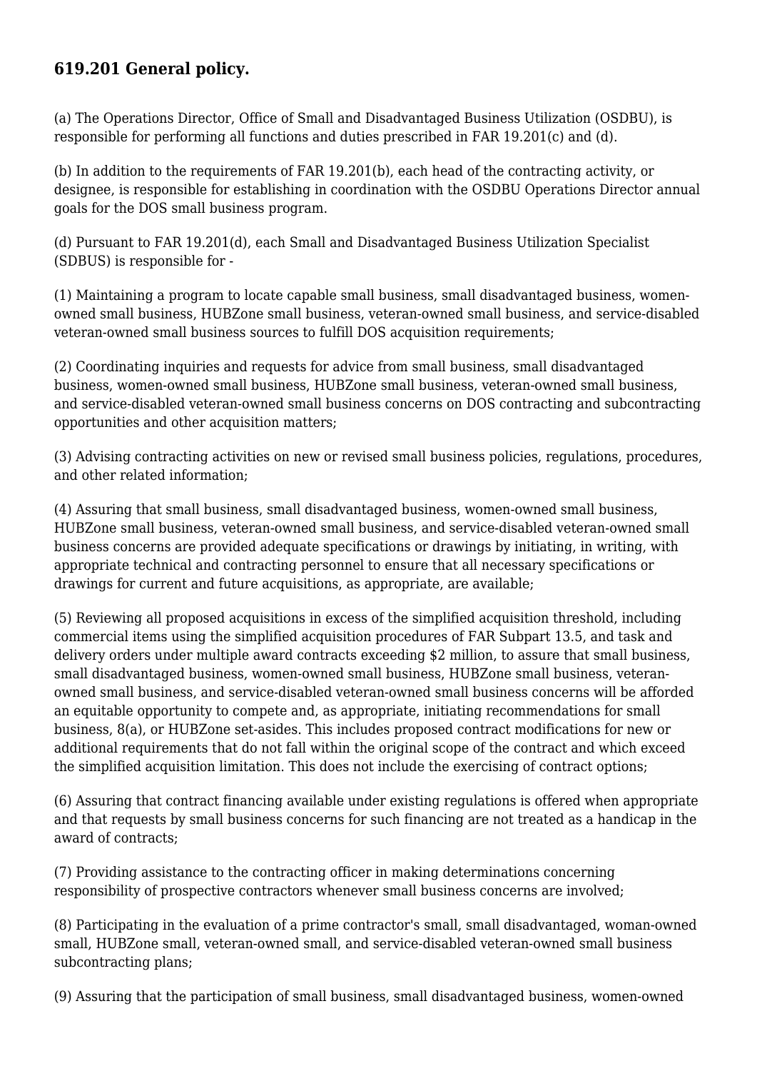### 619.201 General policy.

(a) The Operations Director, Office of Small and Disadvantaged Business Utilization (OSDBU), is responsible for performing all functions and duties prescribed in FAR 19.201(c) and (d).

(b) In addition to the requirements of FAR 19.201(b), each head of the contracting activity, or designee, is responsible for establishing in coordination with the OSDBU Operations Director annual goals for the DOS small business program.

(d) Pursuant to FAR 19.201(d), each Small and Disadvantaged Business Utilization Specialist (SDBUS) is responsible for -

(1) Maintaining a program to locate capable small business, small disadvantaged business, women-owned small business, HUBZone small business, veteran-owned small business, and service-disabled veteran-owned small business sources to fulfill DOS acquisition requirements;

(2) Coordinating inquiries and requests for advice from small business, small disadvantaged business, women-owned small business, HUBZone small business, veteran-owned small business, and service-disabled veteran-owned small business concerns on DOS contracting and subcontracting opportunities and other acquisition matters;

(3) Advising contracting activities on new or revised small business policies, regulations, procedures, and other related information;

(4) Assuring that small business, small disadvantaged business, women-owned small business, HUBZone small business, veteran-owned small business, and service-disabled veteran-owned small business concerns are provided adequate specifications or drawings by initiating, in writing, with appropriate technical and contracting personnel to ensure that all necessary specifications or drawings for current and future acquisitions, as appropriate, are available;

(5) Reviewing all proposed acquisitions in excess of the simplified acquisition threshold, including commercial items using the simplified acquisition procedures of FAR Subpart 13.5, and task and delivery orders under multiple award contracts exceeding $2 million, to assure that small business, small disadvantaged business, women-owned small business, HUBZone small business, veteran-owned small business, and service-disabled veteran-owned small business concerns will be afforded an equitable opportunity to compete and, as appropriate, initiating recommendations for small business, 8(a), or HUBZone set-asides. This includes proposed contract modifications for new or additional requirements that do not fall within the original scope of the contract and which exceed the simplified acquisition limitation. This does not include the exercising of contract options;

(6) Assuring that contract financing available under existing regulations is offered when appropriate and that requests by small business concerns for such financing are not treated as a handicap in the award of contracts;

(7) Providing assistance to the contracting officer in making determinations concerning responsibility of prospective contractors whenever small business concerns are involved;

(8) Participating in the evaluation of a prime contractor's small, small disadvantaged, woman-owned small, HUBZone small, veteran-owned small, and service-disabled veteran-owned small business subcontracting plans;

(9) Assuring that the participation of small business, small disadvantaged business, women-owned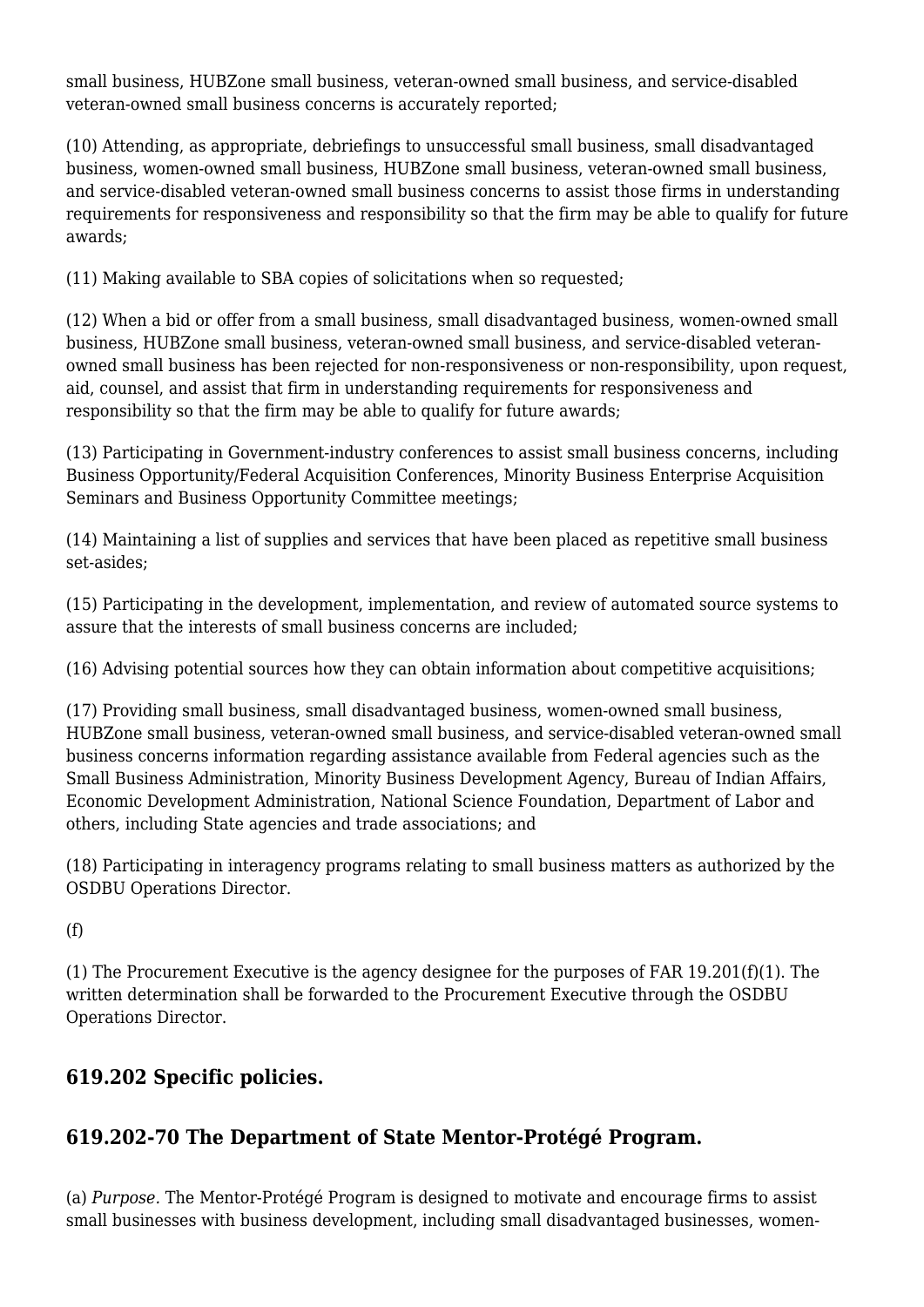small business, HUBZone small business, veteran-owned small business, and service-disabled veteran-owned small business concerns is accurately reported;

(10) Attending, as appropriate, debriefings to unsuccessful small business, small disadvantaged business, women-owned small business, HUBZone small business, veteran-owned small business, and service-disabled veteran-owned small business concerns to assist those firms in understanding requirements for responsiveness and responsibility so that the firm may be able to qualify for future awards;

(11) Making available to SBA copies of solicitations when so requested;

(12) When a bid or offer from a small business, small disadvantaged business, women-owned small business, HUBZone small business, veteran-owned small business, and service-disabled veteran-owned small business has been rejected for non-responsiveness or non-responsibility, upon request, aid, counsel, and assist that firm in understanding requirements for responsiveness and responsibility so that the firm may be able to qualify for future awards;

(13) Participating in Government-industry conferences to assist small business concerns, including Business Opportunity/Federal Acquisition Conferences, Minority Business Enterprise Acquisition Seminars and Business Opportunity Committee meetings;

(14) Maintaining a list of supplies and services that have been placed as repetitive small business set-asides;

(15) Participating in the development, implementation, and review of automated source systems to assure that the interests of small business concerns are included;

(16) Advising potential sources how they can obtain information about competitive acquisitions;

(17) Providing small business, small disadvantaged business, women-owned small business, HUBZone small business, veteran-owned small business, and service-disabled veteran-owned small business concerns information regarding assistance available from Federal agencies such as the Small Business Administration, Minority Business Development Agency, Bureau of Indian Affairs, Economic Development Administration, National Science Foundation, Department of Labor and others, including State agencies and trade associations; and

(18) Participating in interagency programs relating to small business matters as authorized by the OSDBU Operations Director.

(f)

(1) The Procurement Executive is the agency designee for the purposes of FAR 19.201(f)(1). The written determination shall be forwarded to the Procurement Executive through the OSDBU Operations Director.

## 619.202 Specific policies.

## 619.202-70 The Department of State Mentor-Protégé Program.

(a) *Purpose*. The Mentor-Protégé Program is designed to motivate and encourage firms to assist small businesses with business development, including small disadvantaged businesses, women-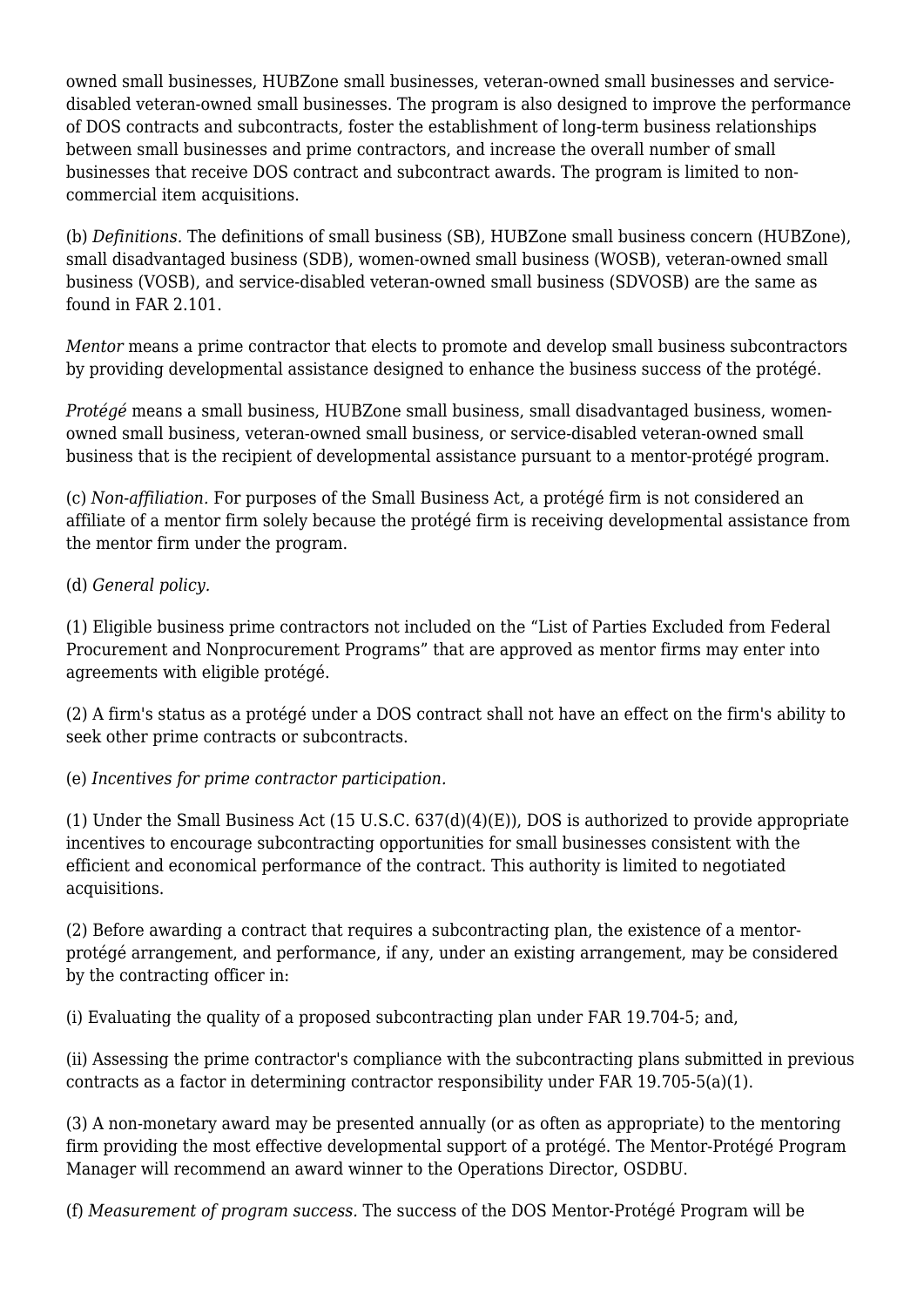owned small businesses, HUBZone small businesses, veteran-owned small businesses and service-disabled veteran-owned small businesses. The program is also designed to improve the performance of DOS contracts and subcontracts, foster the establishment of long-term business relationships between small businesses and prime contractors, and increase the overall number of small businesses that receive DOS contract and subcontract awards. The program is limited to non-commercial item acquisitions.

(b) *Definitions.* The definitions of small business (SB), HUBZone small business concern (HUBZone), small disadvantaged business (SDB), women-owned small business (WOSB), veteran-owned small business (VOSB), and service-disabled veteran-owned small business (SDVOSB) are the same as found in FAR 2.101.

*Mentor* means a prime contractor that elects to promote and develop small business subcontractors by providing developmental assistance designed to enhance the business success of the protégé.

*Protégé* means a small business, HUBZone small business, small disadvantaged business, women-owned small business, veteran-owned small business, or service-disabled veteran-owned small business that is the recipient of developmental assistance pursuant to a mentor-protégé program.

(c) *Non-affiliation.* For purposes of the Small Business Act, a protégé firm is not considered an affiliate of a mentor firm solely because the protégé firm is receiving developmental assistance from the mentor firm under the program.

(d) *General policy.*

(1) Eligible business prime contractors not included on the "List of Parties Excluded from Federal Procurement and Nonprocurement Programs" that are approved as mentor firms may enter into agreements with eligible protégé.

(2) A firm's status as a protégé under a DOS contract shall not have an effect on the firm's ability to seek other prime contracts or subcontracts.

(e) *Incentives for prime contractor participation.*

(1) Under the Small Business Act (15 U.S.C. 637(d)(4)(E)), DOS is authorized to provide appropriate incentives to encourage subcontracting opportunities for small businesses consistent with the efficient and economical performance of the contract. This authority is limited to negotiated acquisitions.

(2) Before awarding a contract that requires a subcontracting plan, the existence of a mentor-protégé arrangement, and performance, if any, under an existing arrangement, may be considered by the contracting officer in:

(i) Evaluating the quality of a proposed subcontracting plan under FAR 19.704-5; and,

(ii) Assessing the prime contractor's compliance with the subcontracting plans submitted in previous contracts as a factor in determining contractor responsibility under FAR 19.705-5(a)(1).

(3) A non-monetary award may be presented annually (or as often as appropriate) to the mentoring firm providing the most effective developmental support of a protégé. The Mentor-Protégé Program Manager will recommend an award winner to the Operations Director, OSDBU.

(f) *Measurement of program success.* The success of the DOS Mentor-Protégé Program will be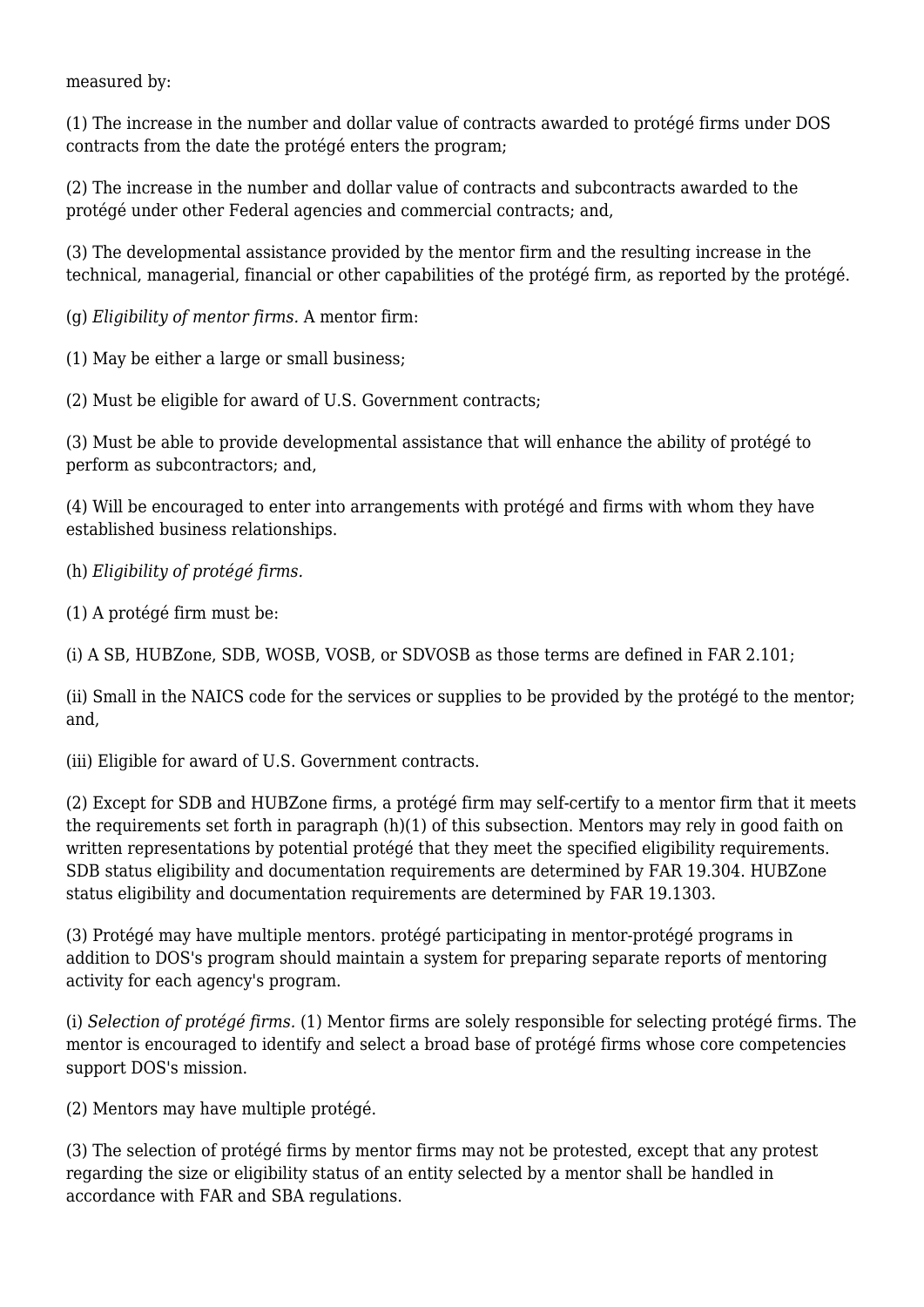measured by:

(1) The increase in the number and dollar value of contracts awarded to protégé firms under DOS contracts from the date the protégé enters the program;

(2) The increase in the number and dollar value of contracts and subcontracts awarded to the protégé under other Federal agencies and commercial contracts; and,

(3) The developmental assistance provided by the mentor firm and the resulting increase in the technical, managerial, financial or other capabilities of the protégé firm, as reported by the protégé.

(g) *Eligibility of mentor firms.* A mentor firm:

(1) May be either a large or small business;

(2) Must be eligible for award of U.S. Government contracts;

(3) Must be able to provide developmental assistance that will enhance the ability of protégé to perform as subcontractors; and,

(4) Will be encouraged to enter into arrangements with protégé and firms with whom they have established business relationships.

(h) *Eligibility of protégé firms.*

(1) A protégé firm must be:

(i) A SB, HUBZone, SDB, WOSB, VOSB, or SDVOSB as those terms are defined in FAR 2.101;

(ii) Small in the NAICS code for the services or supplies to be provided by the protégé to the mentor; and,

(iii) Eligible for award of U.S. Government contracts.

(2) Except for SDB and HUBZone firms, a protégé firm may self-certify to a mentor firm that it meets the requirements set forth in paragraph (h)(1) of this subsection. Mentors may rely in good faith on written representations by potential protégé that they meet the specified eligibility requirements. SDB status eligibility and documentation requirements are determined by FAR 19.304. HUBZone status eligibility and documentation requirements are determined by FAR 19.1303.

(3) Protégé may have multiple mentors. protégé participating in mentor-protégé programs in addition to DOS's program should maintain a system for preparing separate reports of mentoring activity for each agency's program.

(i) *Selection of protégé firms.* (1) Mentor firms are solely responsible for selecting protégé firms. The mentor is encouraged to identify and select a broad base of protégé firms whose core competencies support DOS's mission.

(2) Mentors may have multiple protégé.

(3) The selection of protégé firms by mentor firms may not be protested, except that any protest regarding the size or eligibility status of an entity selected by a mentor shall be handled in accordance with FAR and SBA regulations.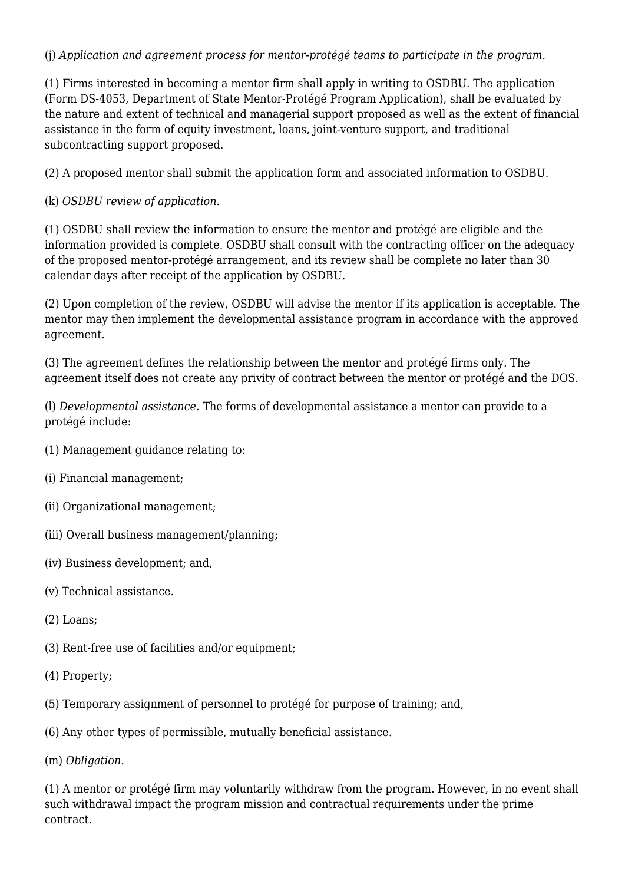(j) *Application and agreement process for mentor-protégé teams to participate in the program.*

(1) Firms interested in becoming a mentor firm shall apply in writing to OSDBU. The application (Form DS-4053, Department of State Mentor-Protégé Program Application), shall be evaluated by the nature and extent of technical and managerial support proposed as well as the extent of financial assistance in the form of equity investment, loans, joint-venture support, and traditional subcontracting support proposed.

(2) A proposed mentor shall submit the application form and associated information to OSDBU.

(k) *OSDBU review of application.*

(1) OSDBU shall review the information to ensure the mentor and protégé are eligible and the information provided is complete. OSDBU shall consult with the contracting officer on the adequacy of the proposed mentor-protégé arrangement, and its review shall be complete no later than 30 calendar days after receipt of the application by OSDBU.

(2) Upon completion of the review, OSDBU will advise the mentor if its application is acceptable. The mentor may then implement the developmental assistance program in accordance with the approved agreement.

(3) The agreement defines the relationship between the mentor and protégé firms only. The agreement itself does not create any privity of contract between the mentor or protégé and the DOS.

(l) *Developmental assistance.* The forms of developmental assistance a mentor can provide to a protégé include:

(1) Management guidance relating to:

(i) Financial management;

(ii) Organizational management;

(iii) Overall business management/planning;

(iv) Business development; and,

(v) Technical assistance.

(2) Loans;

(3) Rent-free use of facilities and/or equipment;

(4) Property;

(5) Temporary assignment of personnel to protégé for purpose of training; and,

(6) Any other types of permissible, mutually beneficial assistance.

(m) *Obligation.*

(1) A mentor or protégé firm may voluntarily withdraw from the program. However, in no event shall such withdrawal impact the program mission and contractual requirements under the prime contract.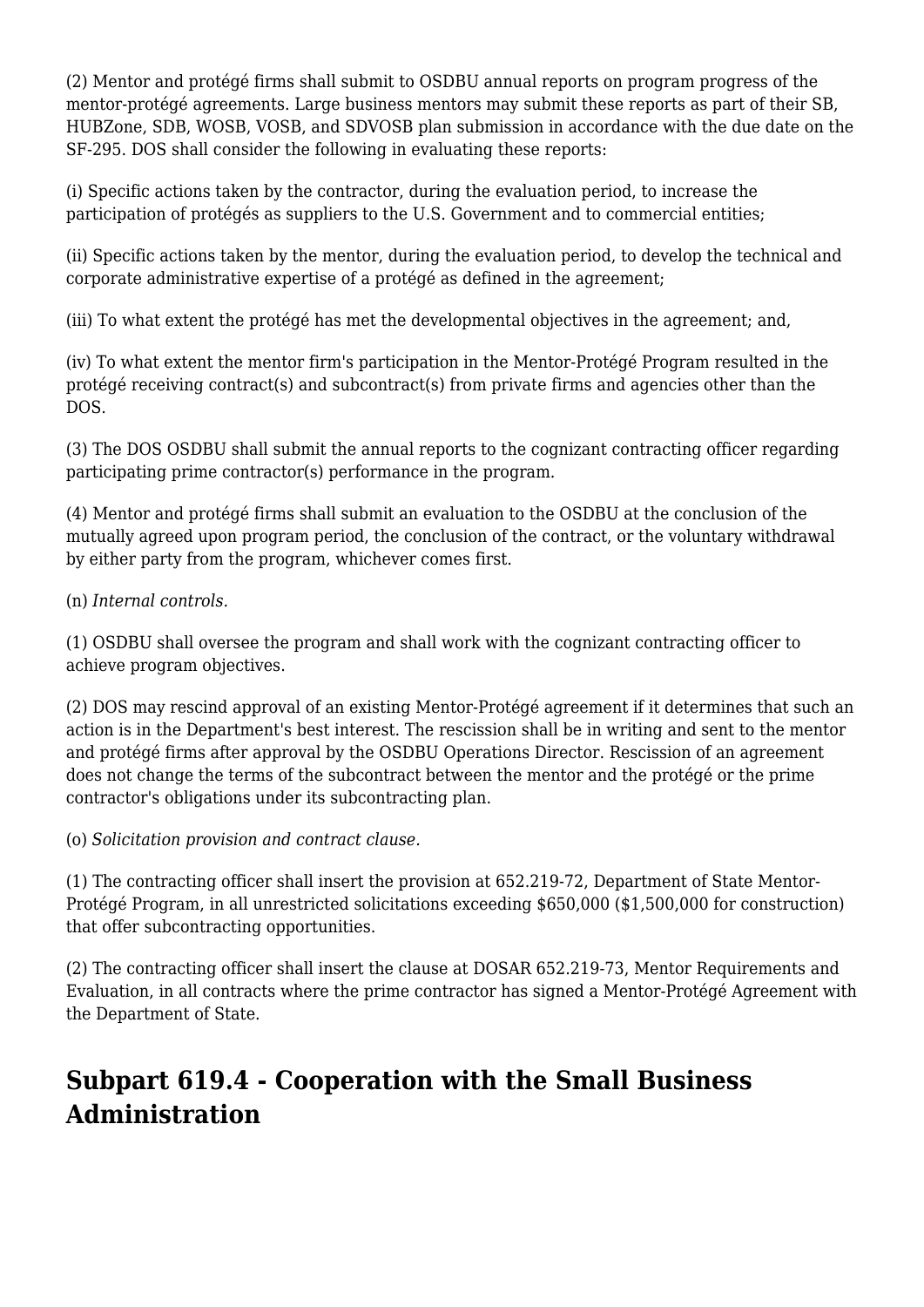(2) Mentor and protégé firms shall submit to OSDBU annual reports on program progress of the mentor-protégé agreements. Large business mentors may submit these reports as part of their SB, HUBZone, SDB, WOSB, VOSB, and SDVOSB plan submission in accordance with the due date on the SF-295. DOS shall consider the following in evaluating these reports:

(i) Specific actions taken by the contractor, during the evaluation period, to increase the participation of protégés as suppliers to the U.S. Government and to commercial entities;

(ii) Specific actions taken by the mentor, during the evaluation period, to develop the technical and corporate administrative expertise of a protégé as defined in the agreement;

(iii) To what extent the protégé has met the developmental objectives in the agreement; and,

(iv) To what extent the mentor firm's participation in the Mentor-Protégé Program resulted in the protégé receiving contract(s) and subcontract(s) from private firms and agencies other than the DOS.

(3) The DOS OSDBU shall submit the annual reports to the cognizant contracting officer regarding participating prime contractor(s) performance in the program.

(4) Mentor and protégé firms shall submit an evaluation to the OSDBU at the conclusion of the mutually agreed upon program period, the conclusion of the contract, or the voluntary withdrawal by either party from the program, whichever comes first.

(n) *Internal controls.*

(1) OSDBU shall oversee the program and shall work with the cognizant contracting officer to achieve program objectives.

(2) DOS may rescind approval of an existing Mentor-Protégé agreement if it determines that such an action is in the Department's best interest. The rescission shall be in writing and sent to the mentor and protégé firms after approval by the OSDBU Operations Director. Rescission of an agreement does not change the terms of the subcontract between the mentor and the protégé or the prime contractor's obligations under its subcontracting plan.

(o) *Solicitation provision and contract clause.*

(1) The contracting officer shall insert the provision at 652.219-72, Department of State Mentor-Protégé Program, in all unrestricted solicitations exceeding $650,000 ($1,500,000 for construction) that offer subcontracting opportunities.

(2) The contracting officer shall insert the clause at DOSAR 652.219-73, Mentor Requirements and Evaluation, in all contracts where the prime contractor has signed a Mentor-Protégé Agreement with the Department of State.

## Subpart 619.4 - Cooperation with the Small Business Administration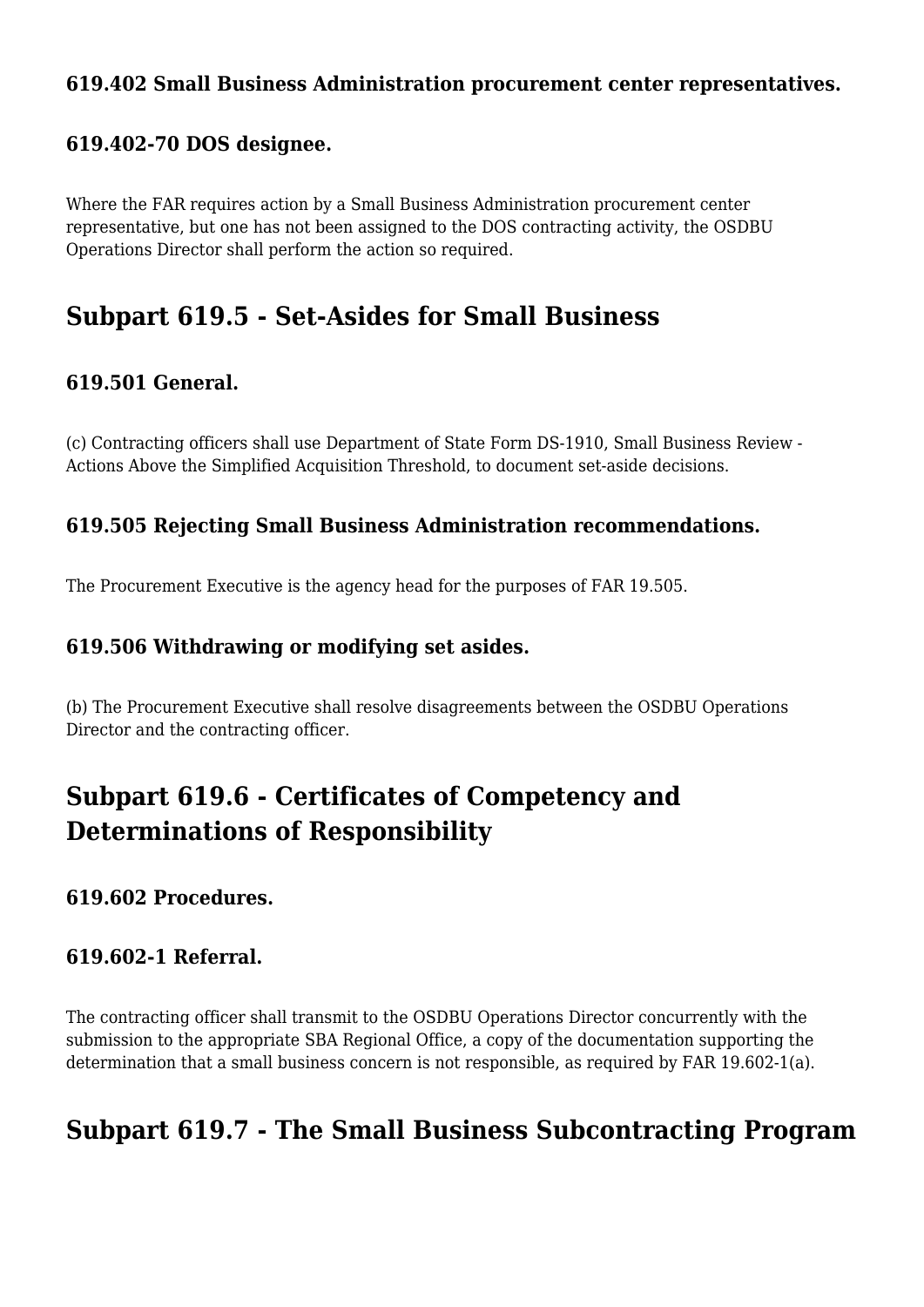### 619.402 Small Business Administration procurement center representatives.

### 619.402-70 DOS designee.

Where the FAR requires action by a Small Business Administration procurement center representative, but one has not been assigned to the DOS contracting activity, the OSDBU Operations Director shall perform the action so required.

## Subpart 619.5 - Set-Asides for Small Business

### 619.501 General.

(c) Contracting officers shall use Department of State Form DS-1910, Small Business Review - Actions Above the Simplified Acquisition Threshold, to document set-aside decisions.

### 619.505 Rejecting Small Business Administration recommendations.

The Procurement Executive is the agency head for the purposes of FAR 19.505.

### 619.506 Withdrawing or modifying set asides.

(b) The Procurement Executive shall resolve disagreements between the OSDBU Operations Director and the contracting officer.

## Subpart 619.6 - Certificates of Competency and Determinations of Responsibility

### 619.602 Procedures.

### 619.602-1 Referral.

The contracting officer shall transmit to the OSDBU Operations Director concurrently with the submission to the appropriate SBA Regional Office, a copy of the documentation supporting the determination that a small business concern is not responsible, as required by FAR 19.602-1(a).

## Subpart 619.7 - The Small Business Subcontracting Program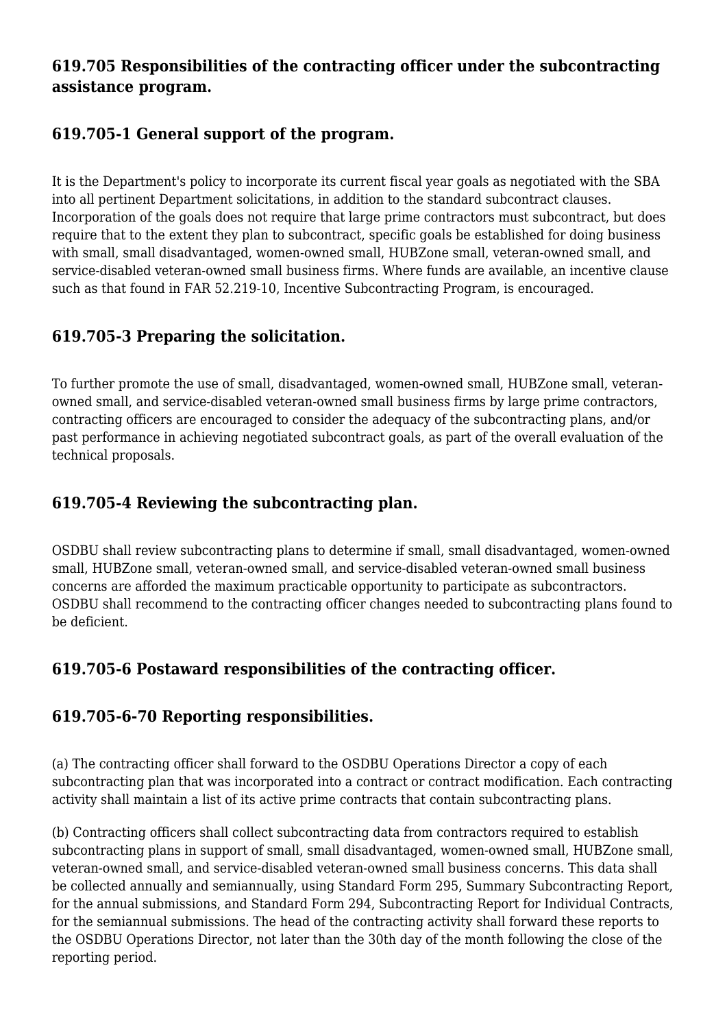## 619.705 Responsibilities of the contracting officer under the subcontracting assistance program.

### 619.705-1 General support of the program.

It is the Department's policy to incorporate its current fiscal year goals as negotiated with the SBA into all pertinent Department solicitations, in addition to the standard subcontract clauses. Incorporation of the goals does not require that large prime contractors must subcontract, but does require that to the extent they plan to subcontract, specific goals be established for doing business with small, small disadvantaged, women-owned small, HUBZone small, veteran-owned small, and service-disabled veteran-owned small business firms. Where funds are available, an incentive clause such as that found in FAR 52.219-10, Incentive Subcontracting Program, is encouraged.

### 619.705-3 Preparing the solicitation.

To further promote the use of small, disadvantaged, women-owned small, HUBZone small, veteran-owned small, and service-disabled veteran-owned small business firms by large prime contractors, contracting officers are encouraged to consider the adequacy of the subcontracting plans, and/or past performance in achieving negotiated subcontract goals, as part of the overall evaluation of the technical proposals.

### 619.705-4 Reviewing the subcontracting plan.

OSDBU shall review subcontracting plans to determine if small, small disadvantaged, women-owned small, HUBZone small, veteran-owned small, and service-disabled veteran-owned small business concerns are afforded the maximum practicable opportunity to participate as subcontractors. OSDBU shall recommend to the contracting officer changes needed to subcontracting plans found to be deficient.

### 619.705-6 Postaward responsibilities of the contracting officer.

### 619.705-6-70 Reporting responsibilities.

(a) The contracting officer shall forward to the OSDBU Operations Director a copy of each subcontracting plan that was incorporated into a contract or contract modification. Each contracting activity shall maintain a list of its active prime contracts that contain subcontracting plans.

(b) Contracting officers shall collect subcontracting data from contractors required to establish subcontracting plans in support of small, small disadvantaged, women-owned small, HUBZone small, veteran-owned small, and service-disabled veteran-owned small business concerns. This data shall be collected annually and semiannually, using Standard Form 295, Summary Subcontracting Report, for the annual submissions, and Standard Form 294, Subcontracting Report for Individual Contracts, for the semiannual submissions. The head of the contracting activity shall forward these reports to the OSDBU Operations Director, not later than the 30th day of the month following the close of the reporting period.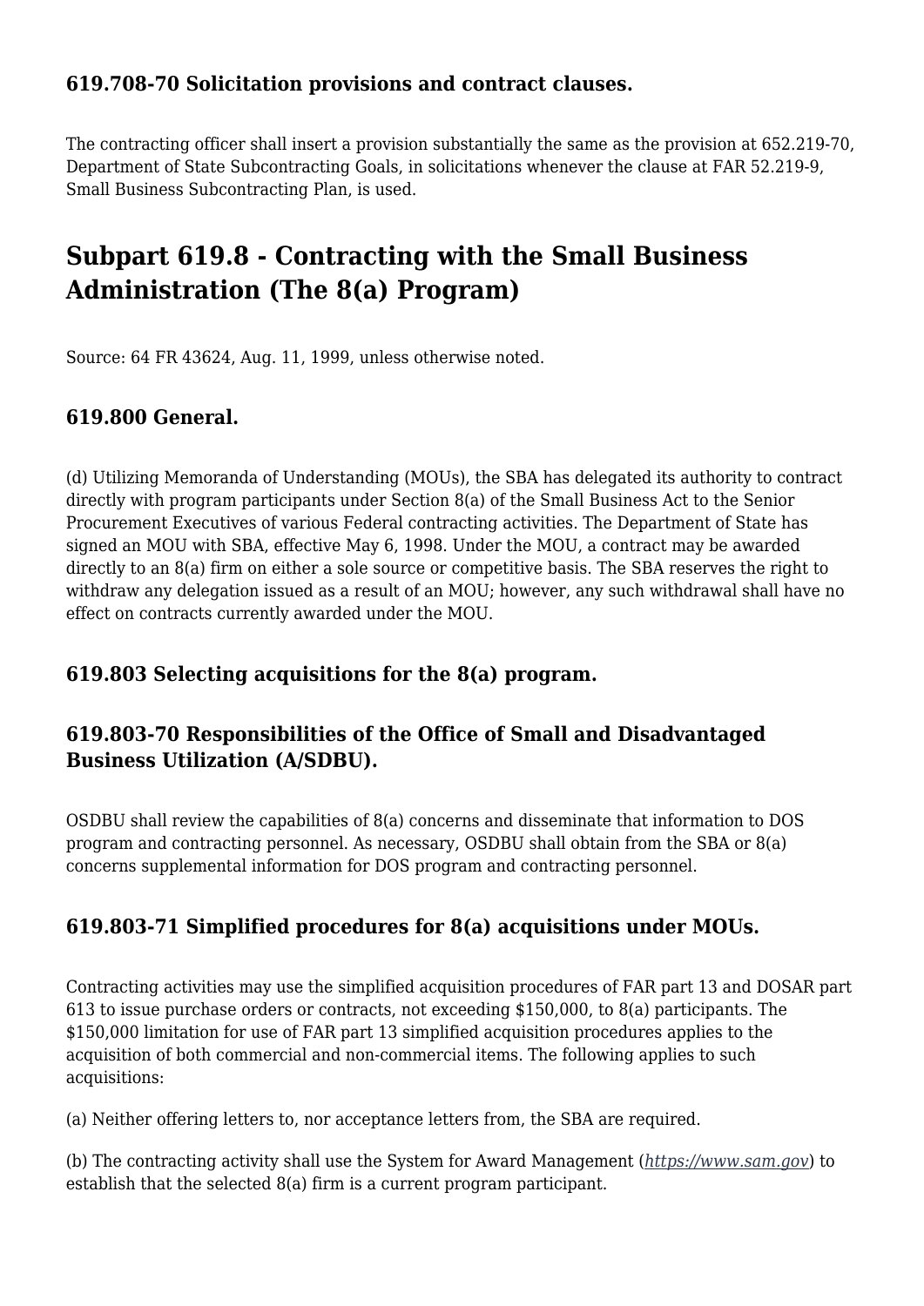### 619.708-70 Solicitation provisions and contract clauses.

The contracting officer shall insert a provision substantially the same as the provision at 652.219-70, Department of State Subcontracting Goals, in solicitations whenever the clause at FAR 52.219-9, Small Business Subcontracting Plan, is used.

## Subpart 619.8 - Contracting with the Small Business Administration (The 8(a) Program)

Source: 64 FR 43624, Aug. 11, 1999, unless otherwise noted.

### 619.800 General.

(d) Utilizing Memoranda of Understanding (MOUs), the SBA has delegated its authority to contract directly with program participants under Section 8(a) of the Small Business Act to the Senior Procurement Executives of various Federal contracting activities. The Department of State has signed an MOU with SBA, effective May 6, 1998. Under the MOU, a contract may be awarded directly to an 8(a) firm on either a sole source or competitive basis. The SBA reserves the right to withdraw any delegation issued as a result of an MOU; however, any such withdrawal shall have no effect on contracts currently awarded under the MOU.

### 619.803 Selecting acquisitions for the 8(a) program.

### 619.803-70 Responsibilities of the Office of Small and Disadvantaged Business Utilization (A/SDBU).

OSDBU shall review the capabilities of 8(a) concerns and disseminate that information to DOS program and contracting personnel. As necessary, OSDBU shall obtain from the SBA or 8(a) concerns supplemental information for DOS program and contracting personnel.

### 619.803-71 Simplified procedures for 8(a) acquisitions under MOUs.

Contracting activities may use the simplified acquisition procedures of FAR part 13 and DOSAR part 613 to issue purchase orders or contracts, not exceeding $150,000, to 8(a) participants. The $150,000 limitation for use of FAR part 13 simplified acquisition procedures applies to the acquisition of both commercial and non-commercial items. The following applies to such acquisitions:

(a) Neither offering letters to, nor acceptance letters from, the SBA are required.

(b) The contracting activity shall use the System for Award Management (*https://www.sam.gov*) to establish that the selected 8(a) firm is a current program participant.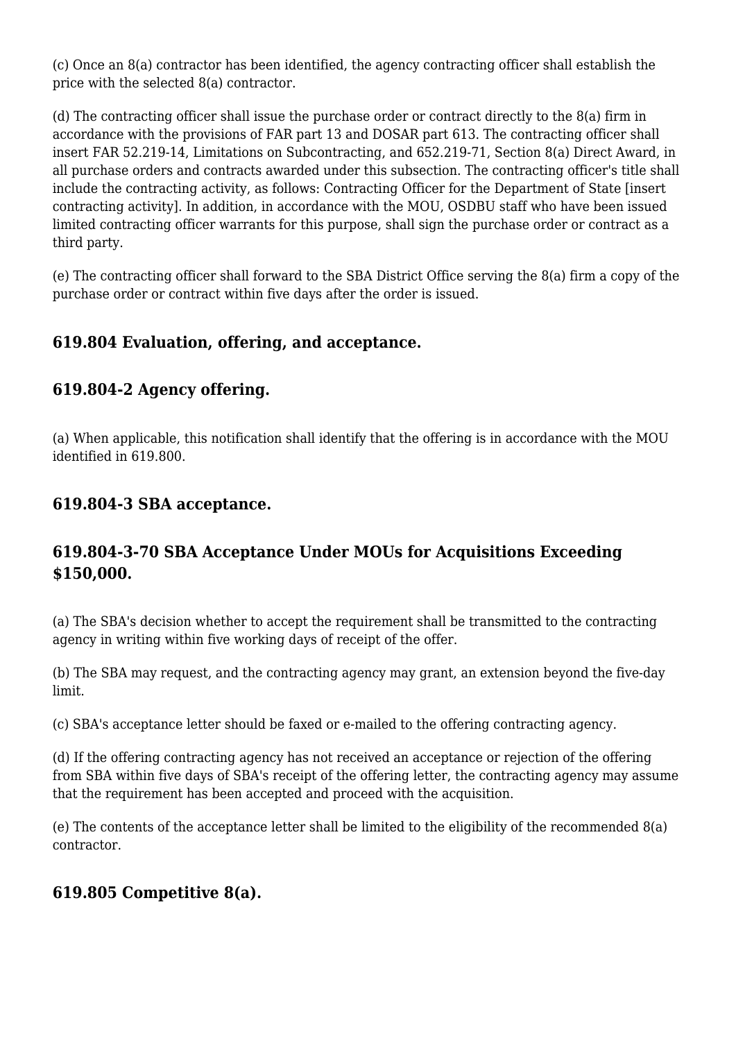(c) Once an 8(a) contractor has been identified, the agency contracting officer shall establish the price with the selected 8(a) contractor.

(d) The contracting officer shall issue the purchase order or contract directly to the 8(a) firm in accordance with the provisions of FAR part 13 and DOSAR part 613. The contracting officer shall insert FAR 52.219-14, Limitations on Subcontracting, and 652.219-71, Section 8(a) Direct Award, in all purchase orders and contracts awarded under this subsection. The contracting officer's title shall include the contracting activity, as follows: Contracting Officer for the Department of State [insert contracting activity]. In addition, in accordance with the MOU, OSDBU staff who have been issued limited contracting officer warrants for this purpose, shall sign the purchase order or contract as a third party.

(e) The contracting officer shall forward to the SBA District Office serving the 8(a) firm a copy of the purchase order or contract within five days after the order is issued.

## 619.804 Evaluation, offering, and acceptance.

## 619.804-2 Agency offering.

(a) When applicable, this notification shall identify that the offering is in accordance with the MOU identified in 619.800.

## 619.804-3 SBA acceptance.

## 619.804-3-70 SBA Acceptance Under MOUs for Acquisitions Exceeding $150,000.

(a) The SBA's decision whether to accept the requirement shall be transmitted to the contracting agency in writing within five working days of receipt of the offer.

(b) The SBA may request, and the contracting agency may grant, an extension beyond the five-day limit.

(c) SBA's acceptance letter should be faxed or e-mailed to the offering contracting agency.

(d) If the offering contracting agency has not received an acceptance or rejection of the offering from SBA within five days of SBA's receipt of the offering letter, the contracting agency may assume that the requirement has been accepted and proceed with the acquisition.

(e) The contents of the acceptance letter shall be limited to the eligibility of the recommended 8(a) contractor.

## 619.805 Competitive 8(a).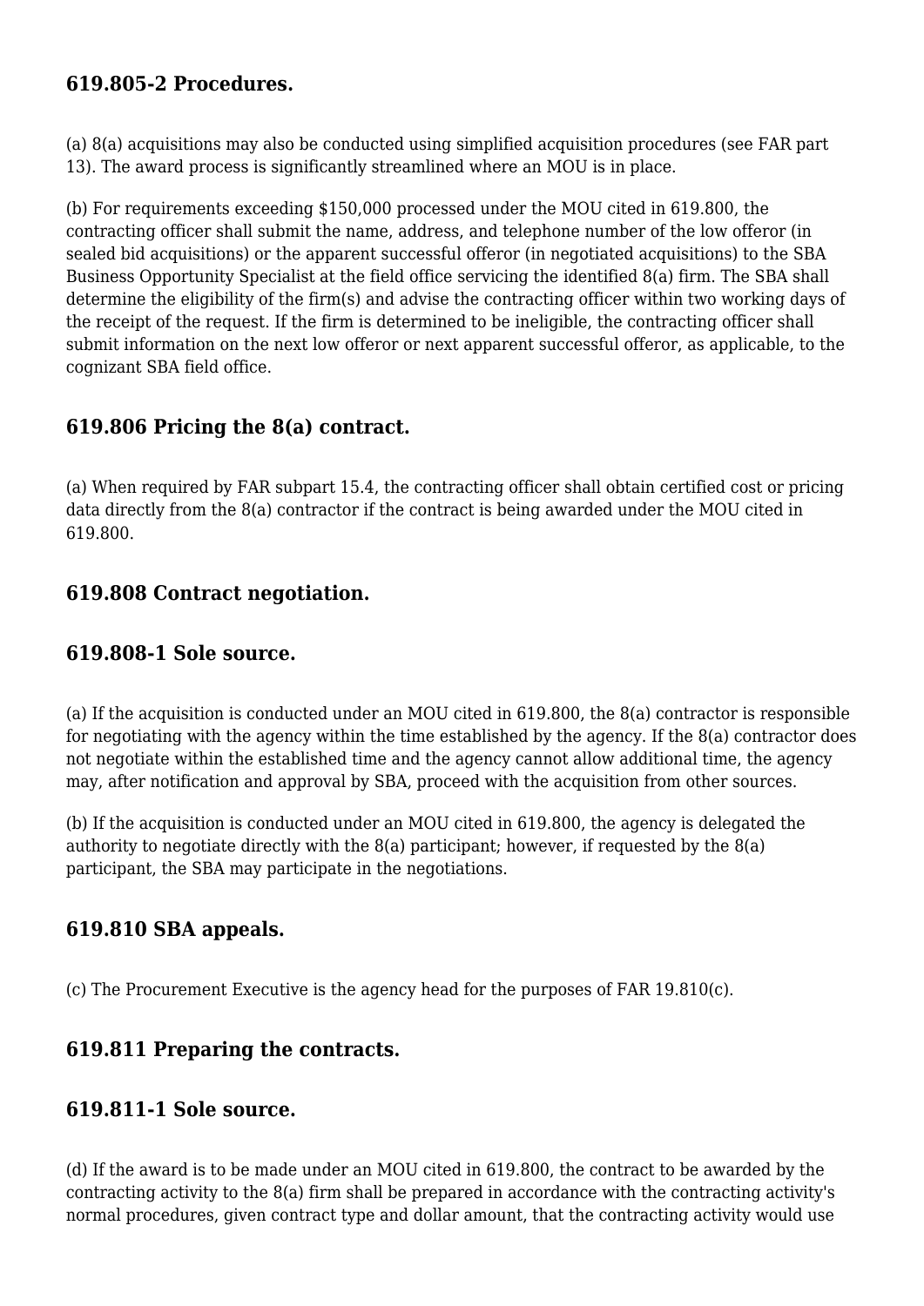### 619.805-2 Procedures.

(a) 8(a) acquisitions may also be conducted using simplified acquisition procedures (see FAR part 13). The award process is significantly streamlined where an MOU is in place.

(b) For requirements exceeding $150,000 processed under the MOU cited in 619.800, the contracting officer shall submit the name, address, and telephone number of the low offeror (in sealed bid acquisitions) or the apparent successful offeror (in negotiated acquisitions) to the SBA Business Opportunity Specialist at the field office servicing the identified 8(a) firm. The SBA shall determine the eligibility of the firm(s) and advise the contracting officer within two working days of the receipt of the request. If the firm is determined to be ineligible, the contracting officer shall submit information on the next low offeror or next apparent successful offeror, as applicable, to the cognizant SBA field office.

### 619.806 Pricing the 8(a) contract.

(a) When required by FAR subpart 15.4, the contracting officer shall obtain certified cost or pricing data directly from the 8(a) contractor if the contract is being awarded under the MOU cited in 619.800.

### 619.808 Contract negotiation.

### 619.808-1 Sole source.

(a) If the acquisition is conducted under an MOU cited in 619.800, the 8(a) contractor is responsible for negotiating with the agency within the time established by the agency. If the 8(a) contractor does not negotiate within the established time and the agency cannot allow additional time, the agency may, after notification and approval by SBA, proceed with the acquisition from other sources.

(b) If the acquisition is conducted under an MOU cited in 619.800, the agency is delegated the authority to negotiate directly with the 8(a) participant; however, if requested by the 8(a) participant, the SBA may participate in the negotiations.

### 619.810 SBA appeals.

(c) The Procurement Executive is the agency head for the purposes of FAR 19.810(c).

### 619.811 Preparing the contracts.

### 619.811-1 Sole source.

(d) If the award is to be made under an MOU cited in 619.800, the contract to be awarded by the contracting activity to the 8(a) firm shall be prepared in accordance with the contracting activity's normal procedures, given contract type and dollar amount, that the contracting activity would use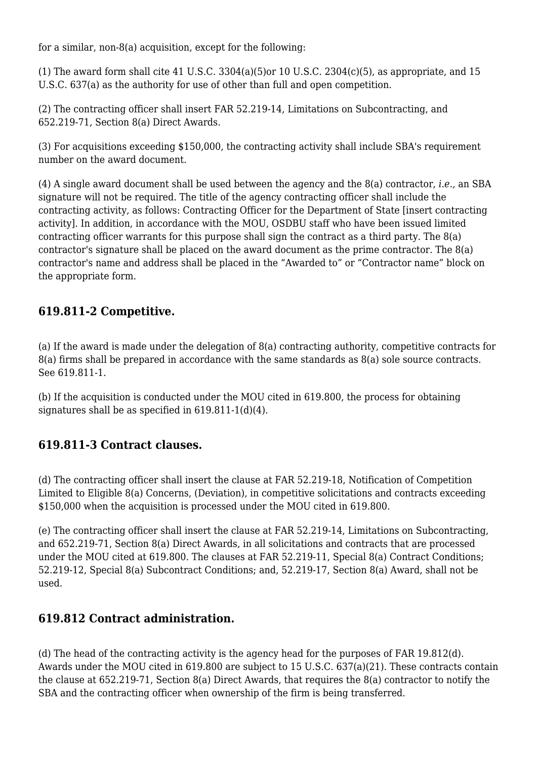for a similar, non-8(a) acquisition, except for the following:

(1) The award form shall cite 41 U.S.C. 3304(a)(5)or 10 U.S.C. 2304(c)(5), as appropriate, and 15 U.S.C. 637(a) as the authority for use of other than full and open competition.

(2) The contracting officer shall insert FAR 52.219-14, Limitations on Subcontracting, and 652.219-71, Section 8(a) Direct Awards.

(3) For acquisitions exceeding $150,000, the contracting activity shall include SBA's requirement number on the award document.

(4) A single award document shall be used between the agency and the 8(a) contractor, *i.e.,* an SBA signature will not be required. The title of the agency contracting officer shall include the contracting activity, as follows: Contracting Officer for the Department of State [insert contracting activity]. In addition, in accordance with the MOU, OSDBU staff who have been issued limited contracting officer warrants for this purpose shall sign the contract as a third party. The 8(a) contractor's signature shall be placed on the award document as the prime contractor. The 8(a) contractor's name and address shall be placed in the “Awarded to” or “Contractor name” block on the appropriate form.

## 619.811-2 Competitive.

(a) If the award is made under the delegation of 8(a) contracting authority, competitive contracts for 8(a) firms shall be prepared in accordance with the same standards as 8(a) sole source contracts. See 619.811-1.

(b) If the acquisition is conducted under the MOU cited in 619.800, the process for obtaining signatures shall be as specified in 619.811-1(d)(4).

## 619.811-3 Contract clauses.

(d) The contracting officer shall insert the clause at FAR 52.219-18, Notification of Competition Limited to Eligible 8(a) Concerns, (Deviation), in competitive solicitations and contracts exceeding $150,000 when the acquisition is processed under the MOU cited in 619.800.

(e) The contracting officer shall insert the clause at FAR 52.219-14, Limitations on Subcontracting, and 652.219-71, Section 8(a) Direct Awards, in all solicitations and contracts that are processed under the MOU cited at 619.800. The clauses at FAR 52.219-11, Special 8(a) Contract Conditions; 52.219-12, Special 8(a) Subcontract Conditions; and, 52.219-17, Section 8(a) Award, shall not be used.

## 619.812 Contract administration.

(d) The head of the contracting activity is the agency head for the purposes of FAR 19.812(d). Awards under the MOU cited in 619.800 are subject to 15 U.S.C. 637(a)(21). These contracts contain the clause at 652.219-71, Section 8(a) Direct Awards, that requires the 8(a) contractor to notify the SBA and the contracting officer when ownership of the firm is being transferred.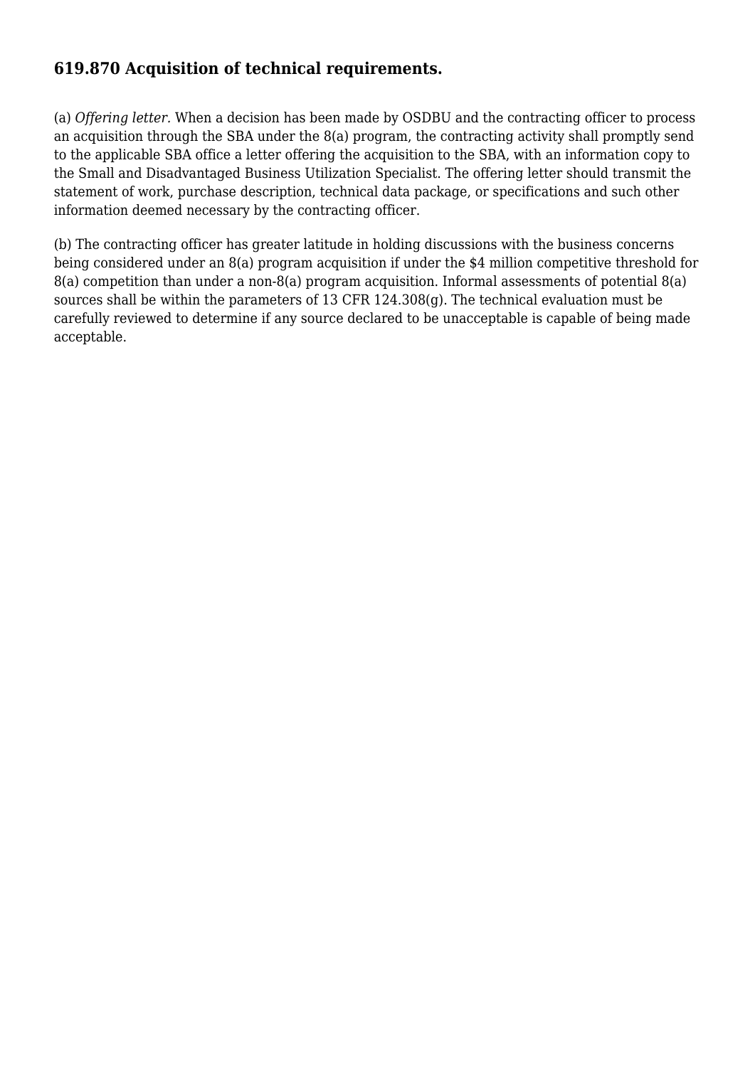### 619.870 Acquisition of technical requirements.

(a) *Offering letter.* When a decision has been made by OSDBU and the contracting officer to process an acquisition through the SBA under the 8(a) program, the contracting activity shall promptly send to the applicable SBA office a letter offering the acquisition to the SBA, with an information copy to the Small and Disadvantaged Business Utilization Specialist. The offering letter should transmit the statement of work, purchase description, technical data package, or specifications and such other information deemed necessary by the contracting officer.

(b) The contracting officer has greater latitude in holding discussions with the business concerns being considered under an 8(a) program acquisition if under the $4 million competitive threshold for 8(a) competition than under a non-8(a) program acquisition. Informal assessments of potential 8(a) sources shall be within the parameters of 13 CFR 124.308(g). The technical evaluation must be carefully reviewed to determine if any source declared to be unacceptable is capable of being made acceptable.